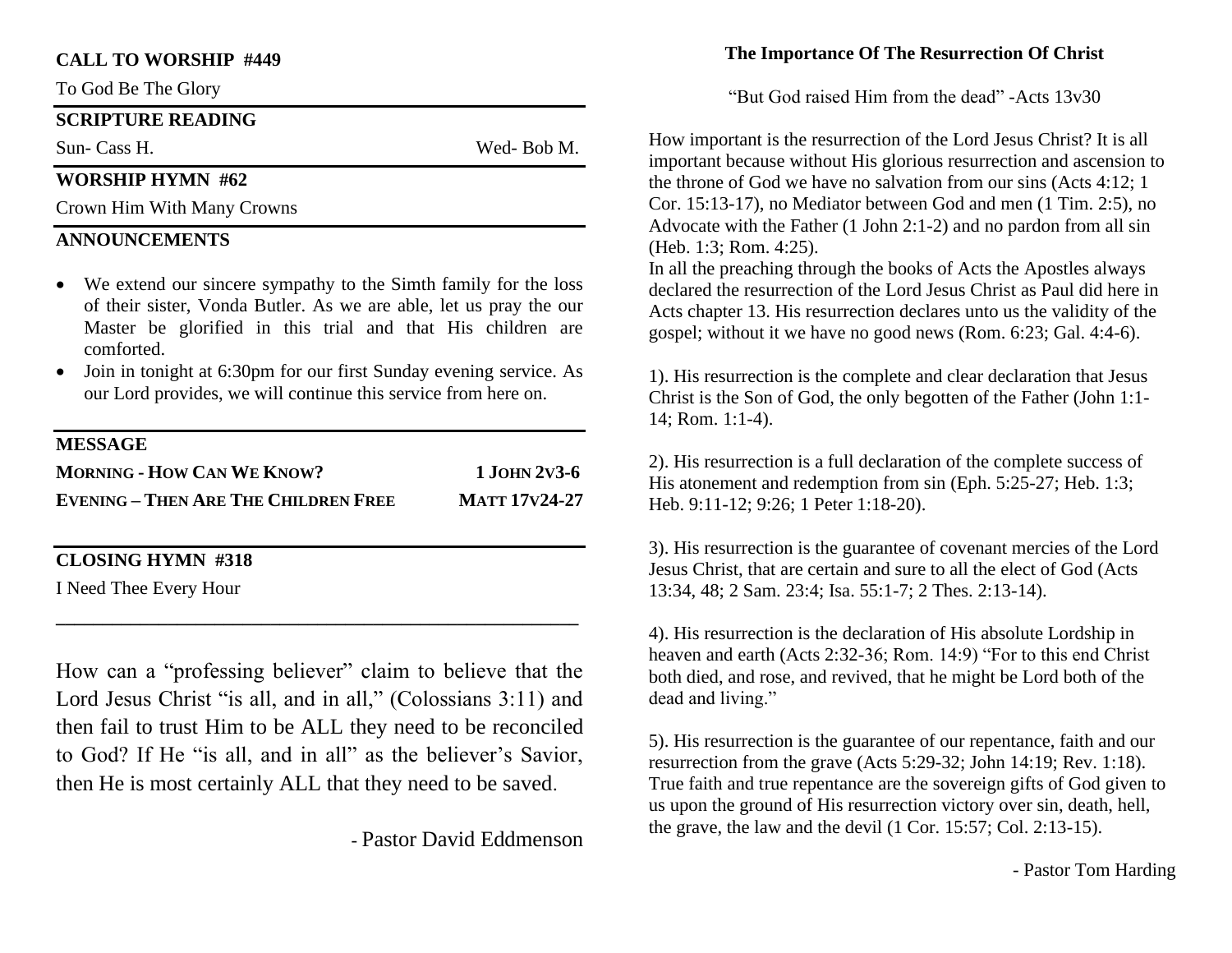## CALL TO WORSHIP #449

To God Be The Glory

## SCRIPTURE READING

Sun- Cass H. Wed- Bob M.

## WORSHIP HYMN #62

Crown Him With Many Crowns

## ANNOUNCEMENTS

- We extend our sincere sympathy to the Simth family for the loss of their sister, Vonda Butler. As we are able, let us pray the our Master be glorified in this trial and that His children are comforted.
- Join in tonight at 6:30pm for our first Sunday evening service. As our Lord provides, we will continue this service from here on.

## MESSAGE

**MORNING - HOW CAN WE KNOW?** **1 JOHN 2V3-6**

**EVENING – THEN ARE THE CHILDREN FREE** **MATT 17V24-27**

## CLOSING HYMN #318

I Need Thee Every Hour

---

How can a "professing believer" claim to believe that the Lord Jesus Christ "is all, and in all," (Colossians 3:11) and then fail to trust Him to be ALL they need to be reconciled to God? If He "is all, and in all" as the believer's Savior, then He is most certainly ALL that they need to be saved.

- Pastor David Eddmenson

## The Importance Of The Resurrection Of Christ

"But God raised Him from the dead" -Acts 13v30

How important is the resurrection of the Lord Jesus Christ? It is all important because without His glorious resurrection and ascension to the throne of God we have no salvation from our sins (Acts 4:12; 1 Cor. 15:13-17), no Mediator between God and men (1 Tim. 2:5), no Advocate with the Father (1 John 2:1-2) and no pardon from all sin (Heb. 1:3; Rom. 4:25).

In all the preaching through the books of Acts the Apostles always declared the resurrection of the Lord Jesus Christ as Paul did here in Acts chapter 13. His resurrection declares unto us the validity of the gospel; without it we have no good news (Rom. 6:23; Gal. 4:4-6).

1). His resurrection is the complete and clear declaration that Jesus Christ is the Son of God, the only begotten of the Father (John 1:1-14; Rom. 1:1-4).

2). His resurrection is a full declaration of the complete success of His atonement and redemption from sin (Eph. 5:25-27; Heb. 1:3; Heb. 9:11-12; 9:26; 1 Peter 1:18-20).

3). His resurrection is the guarantee of covenant mercies of the Lord Jesus Christ, that are certain and sure to all the elect of God (Acts 13:34, 48; 2 Sam. 23:4; Isa. 55:1-7; 2 Thes. 2:13-14).

4). His resurrection is the declaration of His absolute Lordship in heaven and earth (Acts 2:32-36; Rom. 14:9) "For to this end Christ both died, and rose, and revived, that he might be Lord both of the dead and living."

5). His resurrection is the guarantee of our repentance, faith and our resurrection from the grave (Acts 5:29-32; John 14:19; Rev. 1:18). True faith and true repentance are the sovereign gifts of God given to us upon the ground of His resurrection victory over sin, death, hell, the grave, the law and the devil (1 Cor. 15:57; Col. 2:13-15).

- Pastor Tom Harding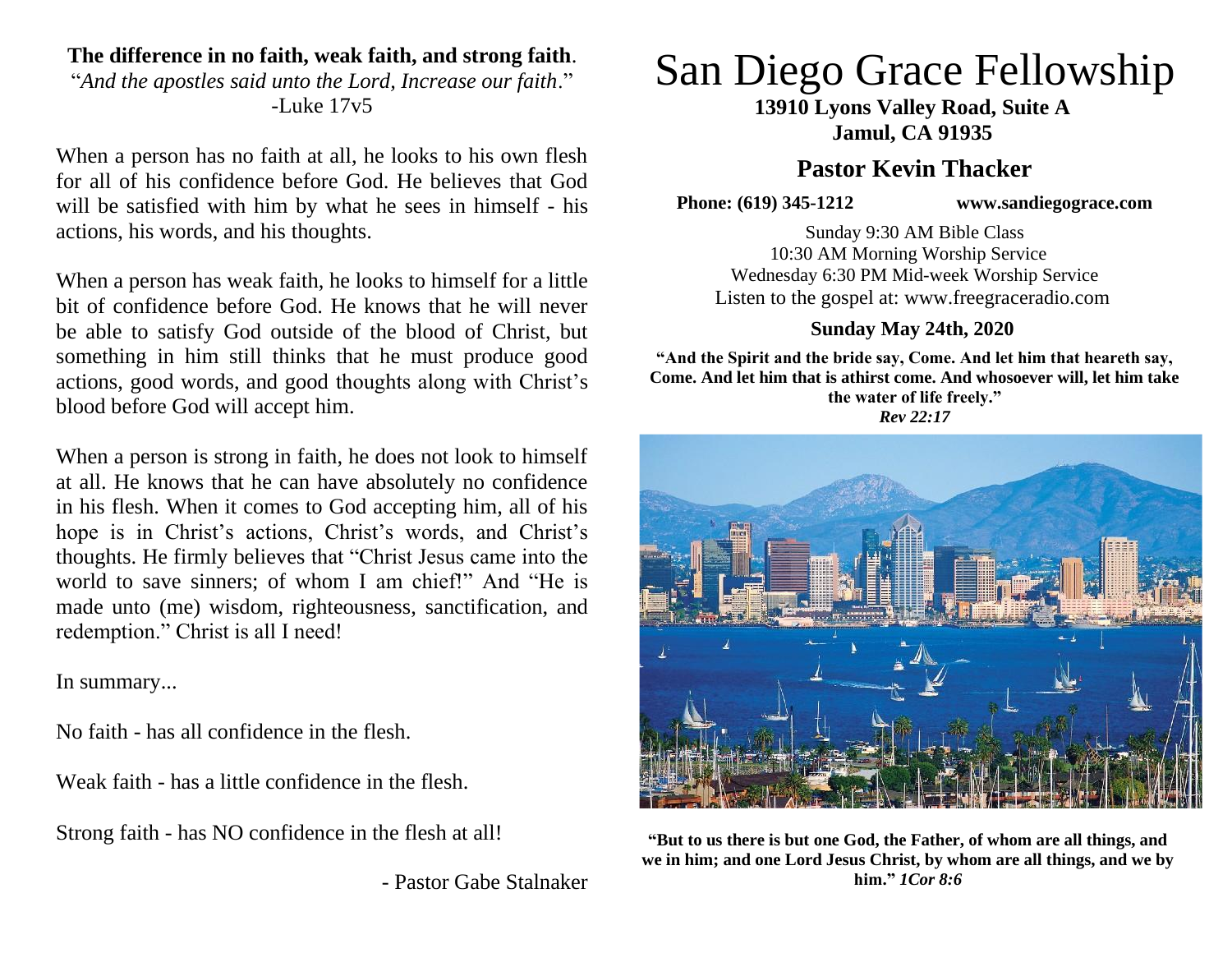**The difference in no faith, weak faith, and strong faith.**

"*And the apostles said unto the Lord, Increase our faith*."
-Luke 17v5

When a person has no faith at all, he looks to his own flesh for all of his confidence before God. He believes that God will be satisfied with him by what he sees in himself - his actions, his words, and his thoughts.

When a person has weak faith, he looks to himself for a little bit of confidence before God. He knows that he will never be able to satisfy God outside of the blood of Christ, but something in him still thinks that he must produce good actions, good words, and good thoughts along with Christ's blood before God will accept him.

When a person is strong in faith, he does not look to himself at all. He knows that he can have absolutely no confidence in his flesh. When it comes to God accepting him, all of his hope is in Christ's actions, Christ's words, and Christ's thoughts. He firmly believes that "Christ Jesus came into the world to save sinners; of whom I am chief!" And "He is made unto (me) wisdom, righteousness, sanctification, and redemption." Christ is all I need!

In summary...

No faith - has all confidence in the flesh.

Weak faith - has a little confidence in the flesh.

Strong faith - has NO confidence in the flesh at all!

- Pastor Gabe Stalnaker

# San Diego Grace Fellowship

**13910 Lyons Valley Road, Suite A**
**Jamul, CA 91935**

## Pastor Kevin Thacker

**Phone: (619) 345-1212** **www.sandiegograce.com**

Sunday 9:30 AM Bible Class
10:30 AM Morning Worship Service
Wednesday 6:30 PM Mid-week Worship Service
Listen to the gospel at: www.freegraceradio.com

**Sunday May 24th, 2020**

**"And the Spirit and the bride say, Come. And let him that heareth say, Come. And let him that is athirst come. And whosoever will, let him take the water of life freely."**
***Rev 22:17***

**"But to us there is but one God, the Father, of whom are all things, and we in him; and one Lord Jesus Christ, by whom are all things, and we by him."** ***1Cor 8:6***